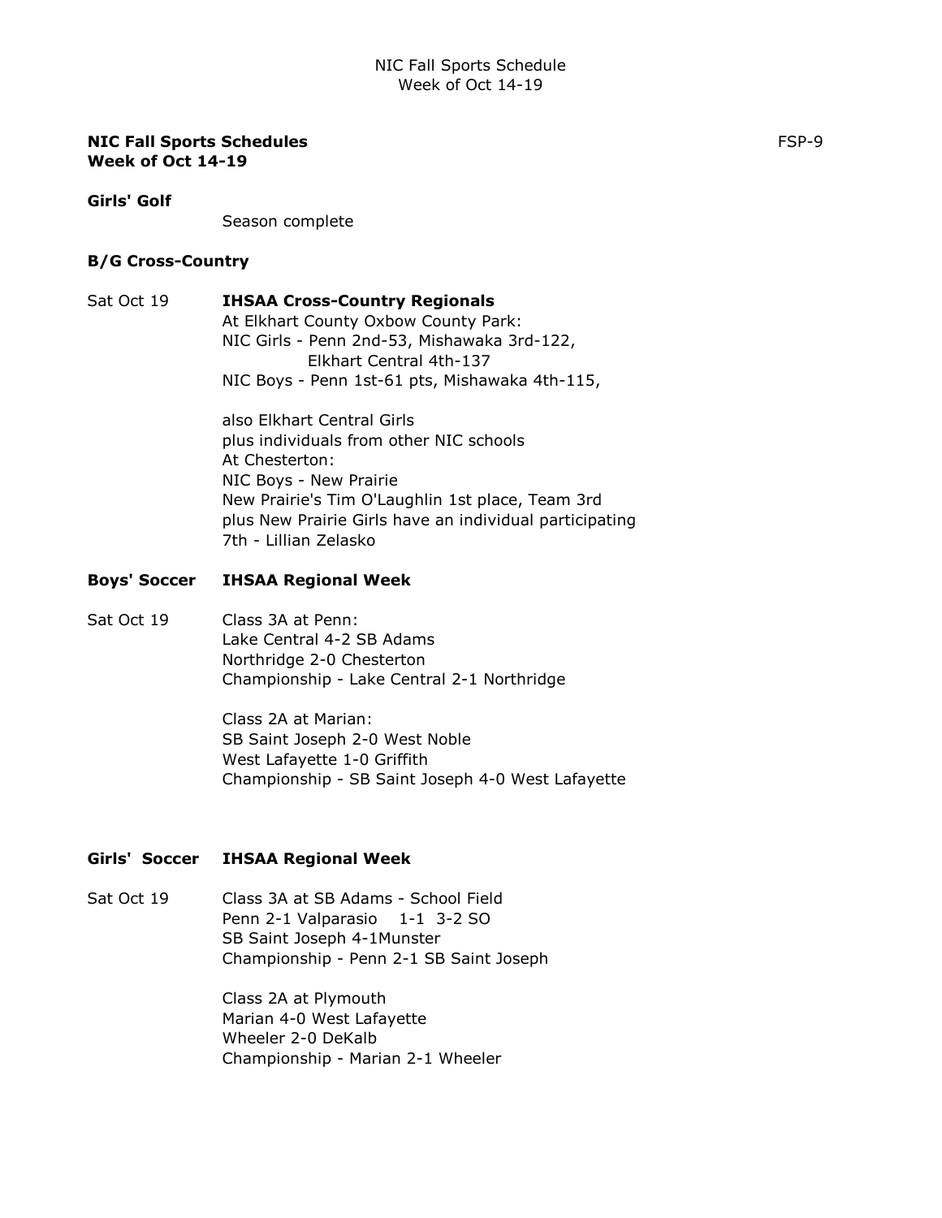**NIC Fall Sports Schedules**
**Week of Oct 14-19**

FSP-9

**Girls' Golf**

Season complete

**B/G Cross-Country**

Sat Oct 19 **IHSAA Cross-Country Regionals**
At Elkhart County Oxbow County Park:
NIC Girls - Penn 2nd-53, Mishawaka 3rd-122,
Elkhart Central 4th-137
NIC Boys - Penn 1st-61 pts, Mishawaka 4th-115,

also Elkhart Central Girls
plus individuals from other NIC schools
At Chesterton:
NIC Boys - New Prairie
New Prairie's Tim O'Laughlin 1st place, Team 3rd
plus New Prairie Girls have an individual participating
7th - Lillian Zelasko

**Boys' Soccer IHSAA Regional Week**

Sat Oct 19 Class 3A at Penn:
Lake Central 4-2 SB Adams
Northridge 2-0 Chesterton
Championship - Lake Central 2-1 Northridge

Class 2A at Marian:
SB Saint Joseph 2-0 West Noble
West Lafayette 1-0 Griffith
Championship - SB Saint Joseph 4-0 West Lafayette

**Girls' Soccer IHSAA Regional Week**

Sat Oct 19 Class 3A at SB Adams - School Field
Penn 2-1 Valparasio 1-1 3-2 SO
SB Saint Joseph 4-1Munster
Championship - Penn 2-1 SB Saint Joseph

Class 2A at Plymouth
Marian 4-0 West Lafayette
Wheeler 2-0 DeKalb
Championship - Marian 2-1 Wheeler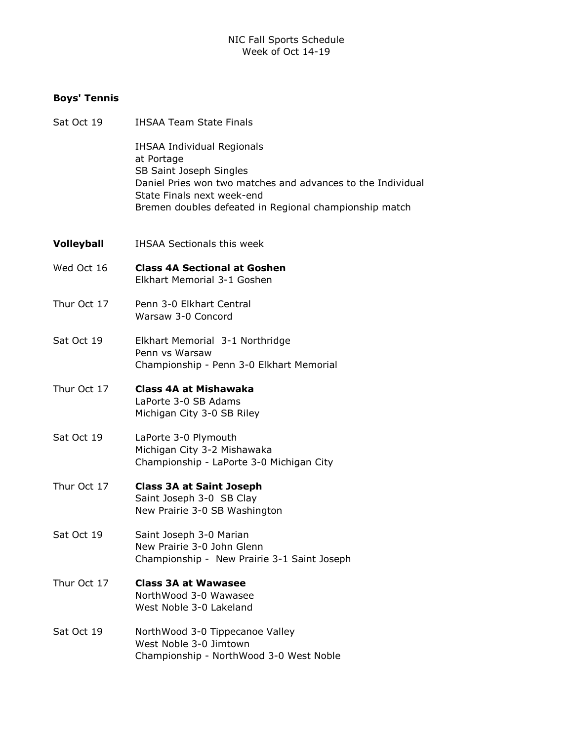NIC Fall Sports Schedule
Week of Oct 14-19

**Boys' Tennis**

Sat Oct 19 IHSAA Team State Finals

IHSAA Individual Regionals
at Portage
SB Saint Joseph Singles
Daniel Pries won two matches and advances to the Individual State Finals next week-end
Bremen doubles defeated in Regional championship match

**Volleyball** IHSAA Sectionals this week

Wed Oct 16 **Class 4A Sectional at Goshen**
Elkhart Memorial 3-1 Goshen

Thur Oct 17 Penn 3-0 Elkhart Central
Warsaw 3-0 Concord

Sat Oct 19 Elkhart Memorial 3-1 Northridge
Penn vs Warsaw
Championship - Penn 3-0 Elkhart Memorial

Thur Oct 17 **Class 4A at Mishawaka**
LaPorte 3-0 SB Adams
Michigan City 3-0 SB Riley

Sat Oct 19 LaPorte 3-0 Plymouth
Michigan City 3-2 Mishawaka
Championship - LaPorte 3-0 Michigan City

Thur Oct 17 **Class 3A at Saint Joseph**
Saint Joseph 3-0 SB Clay
New Prairie 3-0 SB Washington

Sat Oct 19 Saint Joseph 3-0 Marian
New Prairie 3-0 John Glenn
Championship - New Prairie 3-1 Saint Joseph

Thur Oct 17 **Class 3A at Wawasee**
NorthWood 3-0 Wawasee
West Noble 3-0 Lakeland

Sat Oct 19 NorthWood 3-0 Tippecanoe Valley
West Noble 3-0 Jimtown
Championship - NorthWood 3-0 West Noble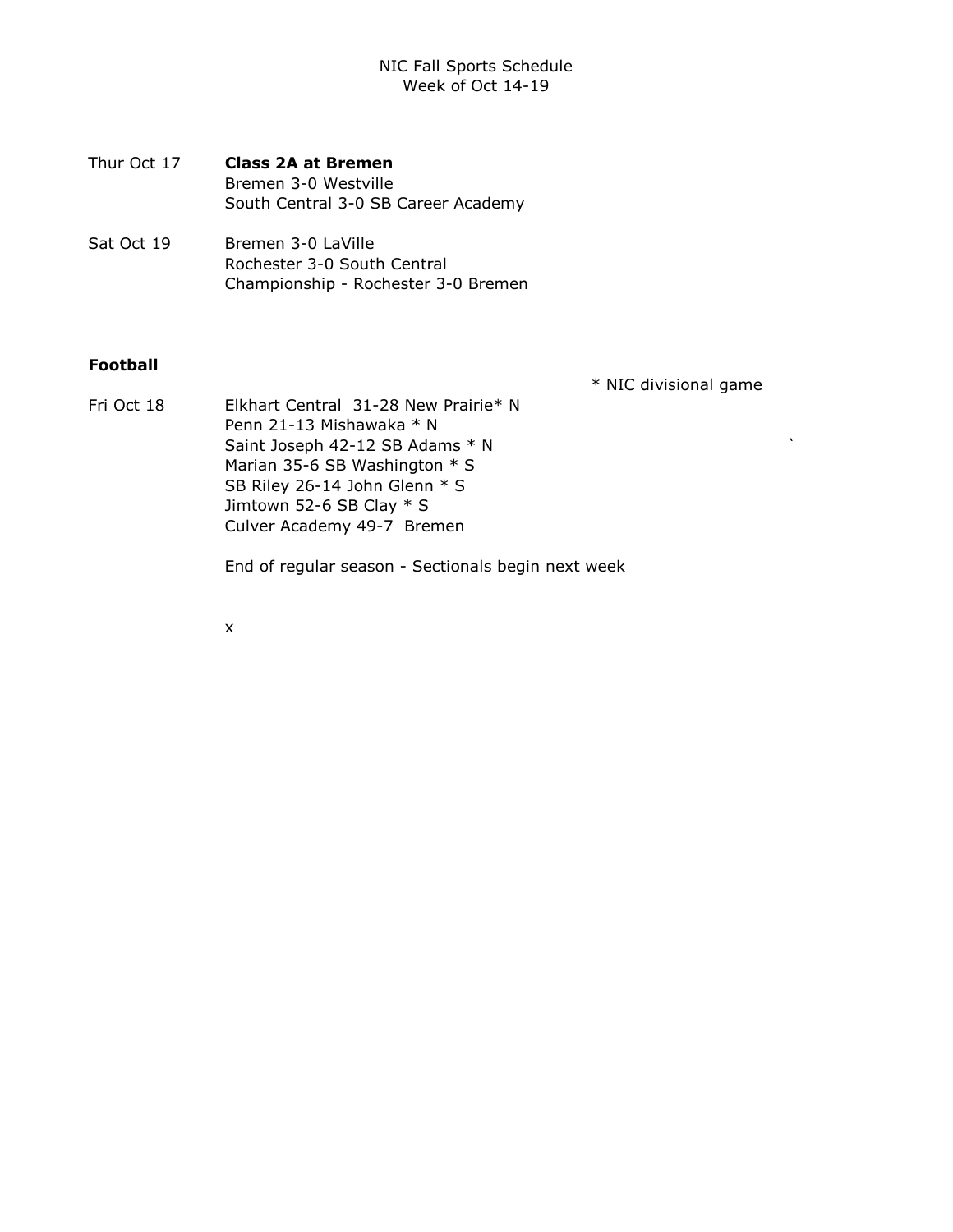NIC Fall Sports Schedule
Week of Oct 14-19

Thur Oct 17 **Class 2A at Bremen**
Bremen 3-0 Westville
South Central 3-0 SB Career Academy

Sat Oct 19 Bremen 3-0 LaVille
Rochester 3-0 South Central
Championship - Rochester 3-0 Bremen

**Football**

* NIC divisional game

Fri Oct 18 Elkhart Central 31-28 New Prairie* N
Penn 21-13 Mishawaka * N
Saint Joseph 42-12 SB Adams * N
Marian 35-6 SB Washington * S
SB Riley 26-14 John Glenn * S
Jimtown 52-6 SB Clay * S
Culver Academy 49-7 Bremen

End of regular season - Sectionals begin next week

x